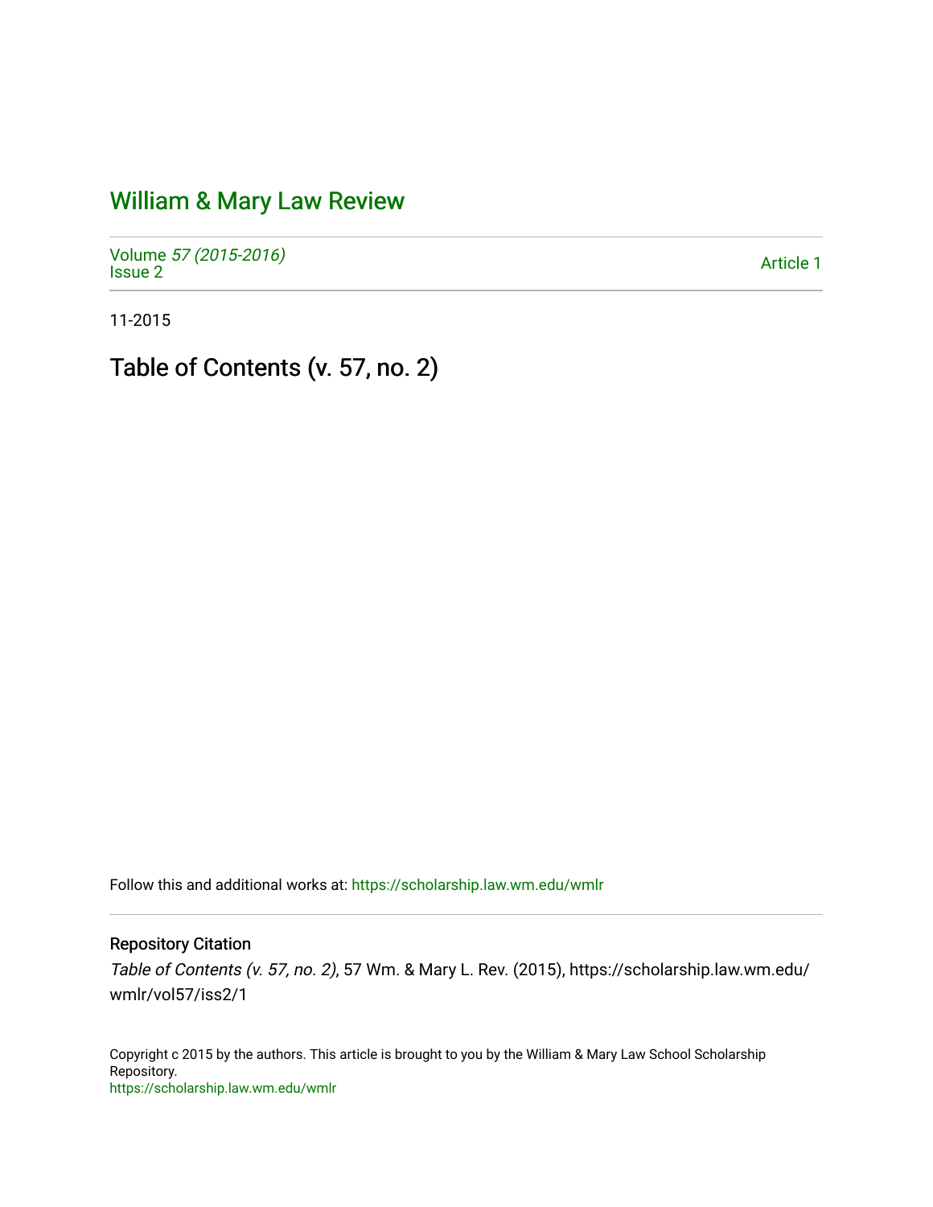# William & Mary Law Review

Volume *57 (2015-2016)*
Issue 2

Article 1

11-2015

## Table of Contents (v. 57, no. 2)

Follow this and additional works at: https://scholarship.law.wm.edu/wmlr

### Repository Citation

*Table of Contents (v. 57, no. 2)*, 57 Wm. & Mary L. Rev. (2015), https://scholarship.law.wm.edu/wmlr/vol57/iss2/1

Copyright c 2015 by the authors. This article is brought to you by the William & Mary Law School Scholarship Repository.
https://scholarship.law.wm.edu/wmlr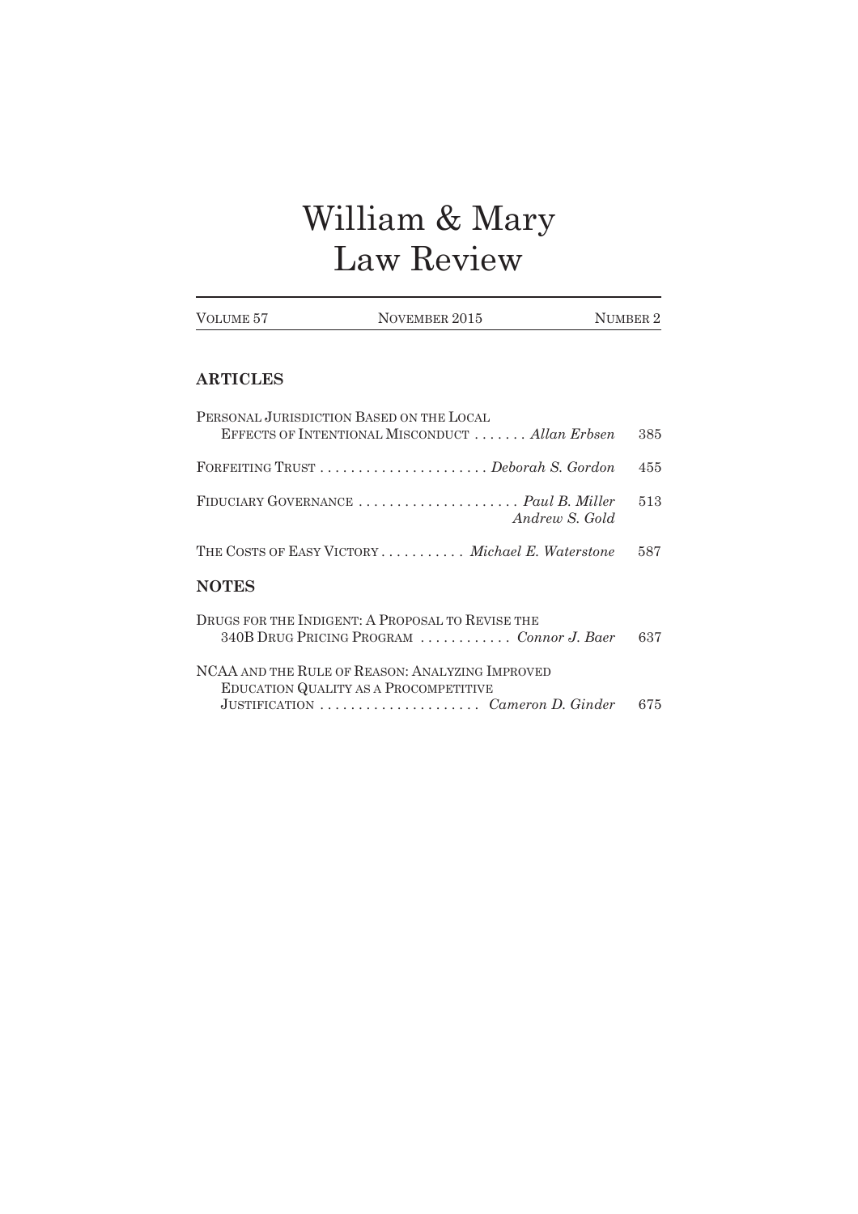# William & Mary Law Review

VOLUME 57 NOVEMBER 2015 NUMBER 2

## ARTICLES

| | | |
|---|---|---|
| PERSONAL JURISDICTION BASED ON THE LOCAL EFFECTS OF INTENTIONAL MISCONDUCT | *Allan Erbsen* | 385 |
| FORFEITING TRUST | *Deborah S. Gordon* | 455 |
| FIDUCIARY GOVERNANCE | *Paul B. Miller* *Andrew S. Gold* | 513 |
| THE COSTS OF EASY VICTORY | *Michael E. Waterstone* | 587 |

## NOTES

| | | |
|---|---|---|
| DRUGS FOR THE INDIGENT: A PROPOSAL TO REVISE THE 340B DRUG PRICING PROGRAM | *Connor J. Baer* | 637 |
| NCAA AND THE RULE OF REASON: ANALYZING IMPROVED EDUCATION QUALITY AS A PROCOMPETITIVE JUSTIFICATION | *Cameron D. Ginder* | 675 |